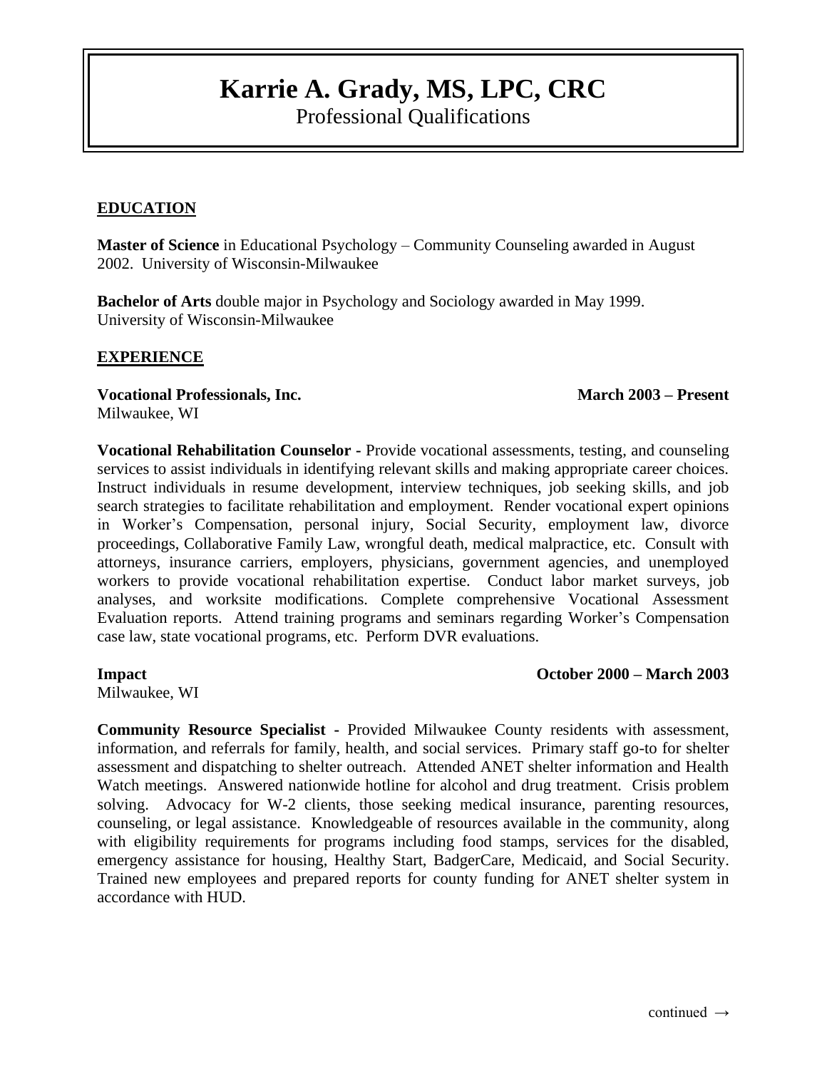# Karrie A. Grady, MS, LPC, CRC

Professional Qualifications

## EDUCATION

**Master of Science** in Educational Psychology – Community Counseling awarded in August 2002. University of Wisconsin-Milwaukee

**Bachelor of Arts** double major in Psychology and Sociology awarded in May 1999. University of Wisconsin-Milwaukee

## EXPERIENCE

**Vocational Professionals, Inc.** **March 2003 – Present**
Milwaukee, WI

**Vocational Rehabilitation Counselor -** Provide vocational assessments, testing, and counseling services to assist individuals in identifying relevant skills and making appropriate career choices. Instruct individuals in resume development, interview techniques, job seeking skills, and job search strategies to facilitate rehabilitation and employment. Render vocational expert opinions in Worker's Compensation, personal injury, Social Security, employment law, divorce proceedings, Collaborative Family Law, wrongful death, medical malpractice, etc. Consult with attorneys, insurance carriers, employers, physicians, government agencies, and unemployed workers to provide vocational rehabilitation expertise. Conduct labor market surveys, job analyses, and worksite modifications. Complete comprehensive Vocational Assessment Evaluation reports. Attend training programs and seminars regarding Worker's Compensation case law, state vocational programs, etc. Perform DVR evaluations.

**Impact** **October 2000 – March 2003**
Milwaukee, WI

**Community Resource Specialist -** Provided Milwaukee County residents with assessment, information, and referrals for family, health, and social services. Primary staff go-to for shelter assessment and dispatching to shelter outreach. Attended ANET shelter information and Health Watch meetings. Answered nationwide hotline for alcohol and drug treatment. Crisis problem solving. Advocacy for W-2 clients, those seeking medical insurance, parenting resources, counseling, or legal assistance. Knowledgeable of resources available in the community, along with eligibility requirements for programs including food stamps, services for the disabled, emergency assistance for housing, Healthy Start, BadgerCare, Medicaid, and Social Security. Trained new employees and prepared reports for county funding for ANET shelter system in accordance with HUD.

continued →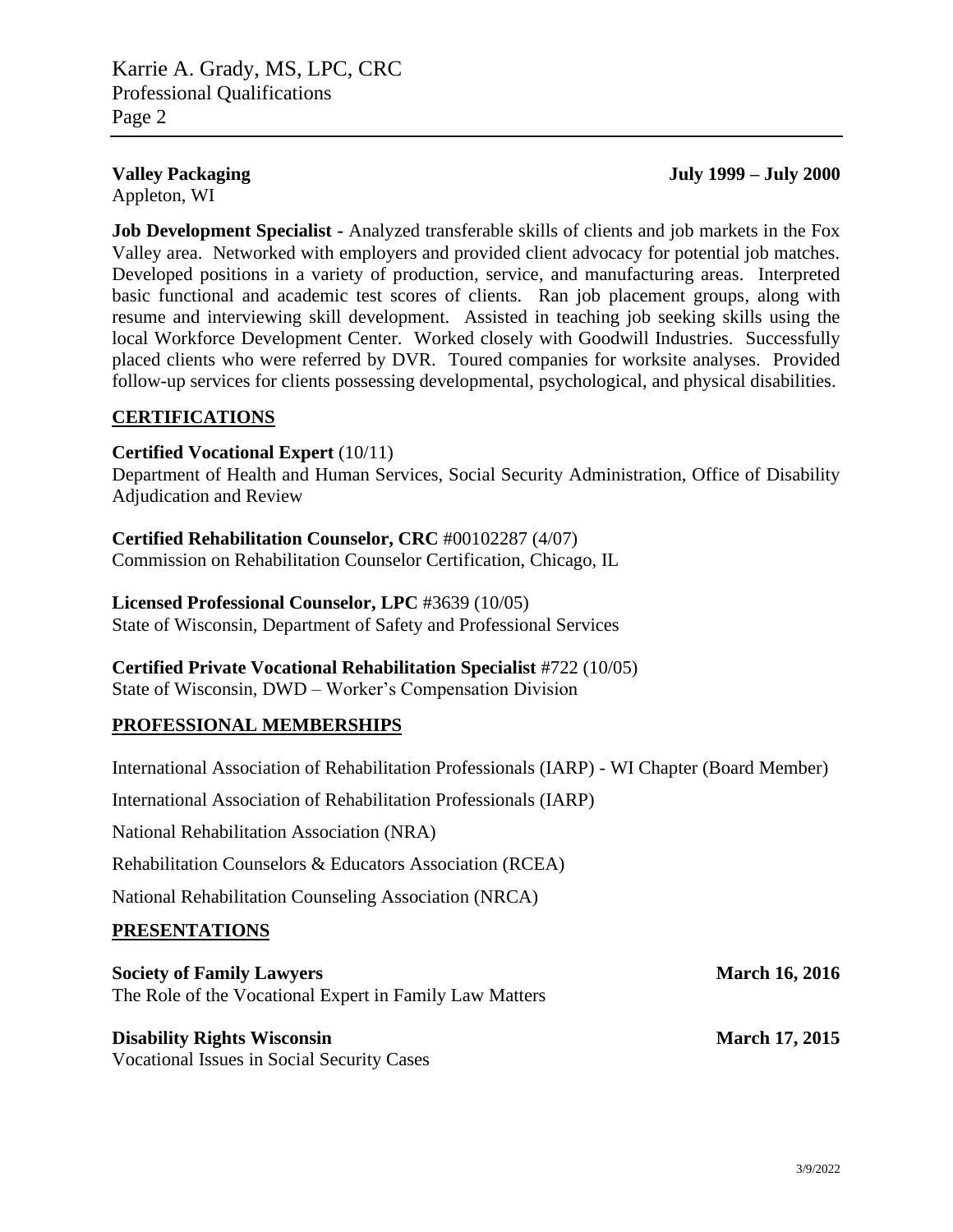**Valley Packaging** **July 1999 – July 2000**
Appleton, WI

**Job Development Specialist -** Analyzed transferable skills of clients and job markets in the Fox Valley area. Networked with employers and provided client advocacy for potential job matches. Developed positions in a variety of production, service, and manufacturing areas. Interpreted basic functional and academic test scores of clients. Ran job placement groups, along with resume and interviewing skill development. Assisted in teaching job seeking skills using the local Workforce Development Center. Worked closely with Goodwill Industries. Successfully placed clients who were referred by DVR. Toured companies for worksite analyses. Provided follow-up services for clients possessing developmental, psychological, and physical disabilities.

## CERTIFICATIONS

**Certified Vocational Expert** (10/11)
Department of Health and Human Services, Social Security Administration, Office of Disability Adjudication and Review

**Certified Rehabilitation Counselor, CRC** #00102287 (4/07)
Commission on Rehabilitation Counselor Certification, Chicago, IL

**Licensed Professional Counselor, LPC** #3639 (10/05)
State of Wisconsin, Department of Safety and Professional Services

**Certified Private Vocational Rehabilitation Specialist** #722 (10/05)
State of Wisconsin, DWD – Worker's Compensation Division

## PROFESSIONAL MEMBERSHIPS

International Association of Rehabilitation Professionals (IARP) - WI Chapter (Board Member)

International Association of Rehabilitation Professionals (IARP)

National Rehabilitation Association (NRA)

Rehabilitation Counselors & Educators Association (RCEA)

National Rehabilitation Counseling Association (NRCA)

## PRESENTATIONS

**Society of Family Lawyers** **March 16, 2016**
The Role of the Vocational Expert in Family Law Matters

**Disability Rights Wisconsin** **March 17, 2015**
Vocational Issues in Social Security Cases